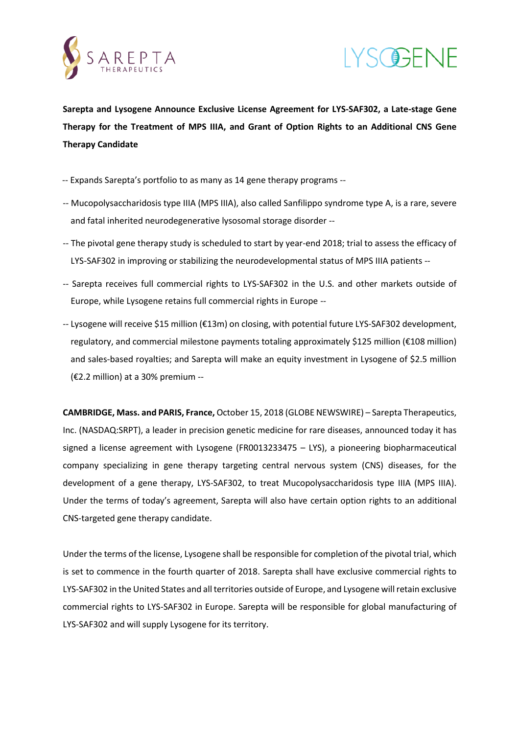**Sarepta and Lysogene Announce Exclusive License Agreement for LYS-SAF302, a Late-stage Gene Therapy for the Treatment of MPS IIIA, and Grant of Option Rights to an Additional CNS Gene Therapy Candidate**

-- Expands Sarepta's portfolio to as many as 14 gene therapy programs --

-- Mucopolysaccharidosis type IIIA (MPS IIIA), also called Sanfilippo syndrome type A, is a rare, severe and fatal inherited neurodegenerative lysosomal storage disorder --

-- The pivotal gene therapy study is scheduled to start by year-end 2018; trial to assess the efficacy of LYS-SAF302 in improving or stabilizing the neurodevelopmental status of MPS IIIA patients --

-- Sarepta receives full commercial rights to LYS-SAF302 in the U.S. and other markets outside of Europe, while Lysogene retains full commercial rights in Europe --

-- Lysogene will receive $15 million (€13m) on closing, with potential future LYS-SAF302 development, regulatory, and commercial milestone payments totaling approximately $125 million (€108 million) and sales-based royalties; and Sarepta will make an equity investment in Lysogene of $2.5 million (€2.2 million) at a 30% premium --

**CAMBRIDGE, Mass. and PARIS, France,** October 15, 2018 (GLOBE NEWSWIRE) – Sarepta Therapeutics, Inc. (NASDAQ:SRPT), a leader in precision genetic medicine for rare diseases, announced today it has signed a license agreement with Lysogene (FR0013233475 – LYS), a pioneering biopharmaceutical company specializing in gene therapy targeting central nervous system (CNS) diseases, for the development of a gene therapy, LYS-SAF302, to treat Mucopolysaccharidosis type IIIA (MPS IIIA). Under the terms of today's agreement, Sarepta will also have certain option rights to an additional CNS-targeted gene therapy candidate.

Under the terms of the license, Lysogene shall be responsible for completion of the pivotal trial, which is set to commence in the fourth quarter of 2018. Sarepta shall have exclusive commercial rights to LYS-SAF302 in the United States and all territories outside of Europe, and Lysogene will retain exclusive commercial rights to LYS-SAF302 in Europe. Sarepta will be responsible for global manufacturing of LYS-SAF302 and will supply Lysogene for its territory.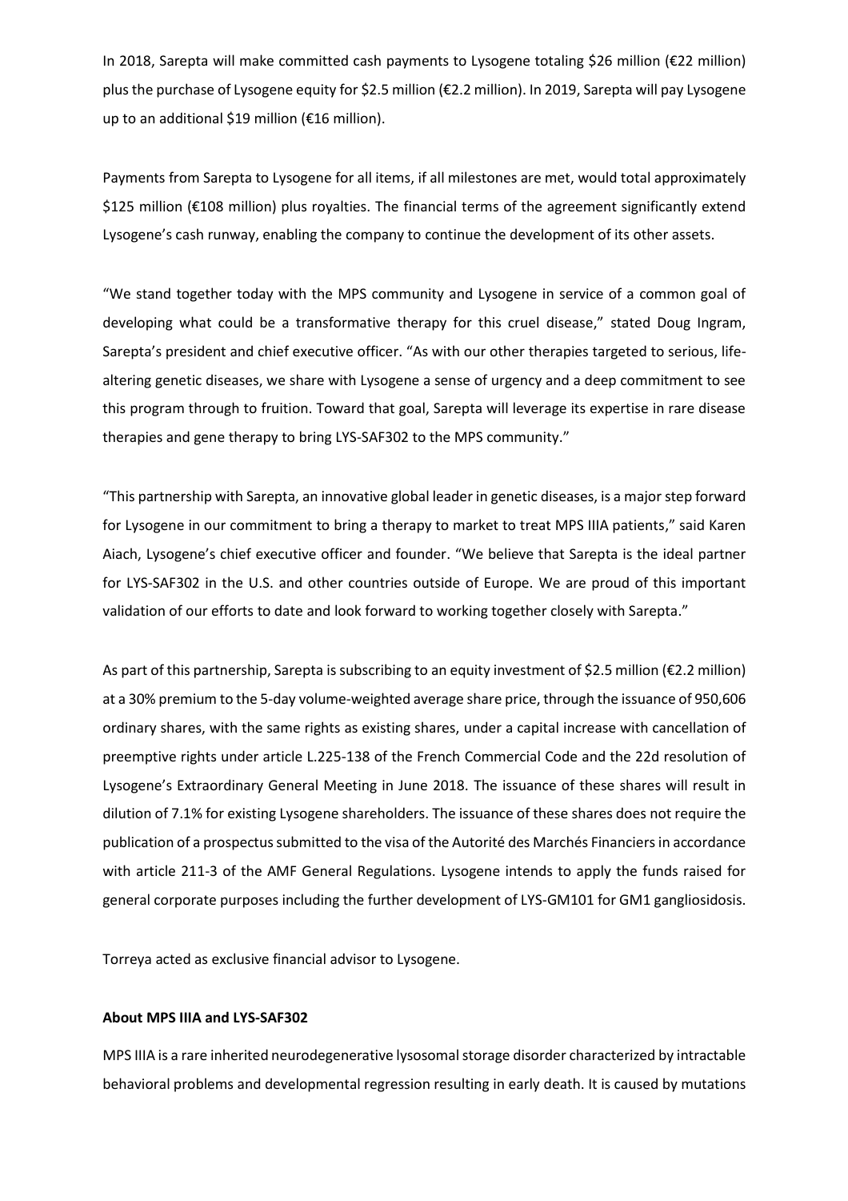In 2018, Sarepta will make committed cash payments to Lysogene totaling $26 million (€22 million) plus the purchase of Lysogene equity for $2.5 million (€2.2 million). In 2019, Sarepta will pay Lysogene up to an additional $19 million (€16 million).

Payments from Sarepta to Lysogene for all items, if all milestones are met, would total approximately $125 million (€108 million) plus royalties. The financial terms of the agreement significantly extend Lysogene's cash runway, enabling the company to continue the development of its other assets.

"We stand together today with the MPS community and Lysogene in service of a common goal of developing what could be a transformative therapy for this cruel disease," stated Doug Ingram, Sarepta's president and chief executive officer. "As with our other therapies targeted to serious, life-altering genetic diseases, we share with Lysogene a sense of urgency and a deep commitment to see this program through to fruition. Toward that goal, Sarepta will leverage its expertise in rare disease therapies and gene therapy to bring LYS-SAF302 to the MPS community."

"This partnership with Sarepta, an innovative global leader in genetic diseases, is a major step forward for Lysogene in our commitment to bring a therapy to market to treat MPS IIIA patients," said Karen Aiach, Lysogene's chief executive officer and founder. "We believe that Sarepta is the ideal partner for LYS-SAF302 in the U.S. and other countries outside of Europe. We are proud of this important validation of our efforts to date and look forward to working together closely with Sarepta."

As part of this partnership, Sarepta is subscribing to an equity investment of $2.5 million (€2.2 million) at a 30% premium to the 5-day volume-weighted average share price, through the issuance of 950,606 ordinary shares, with the same rights as existing shares, under a capital increase with cancellation of preemptive rights under article L.225-138 of the French Commercial Code and the 22d resolution of Lysogene's Extraordinary General Meeting in June 2018. The issuance of these shares will result in dilution of 7.1% for existing Lysogene shareholders. The issuance of these shares does not require the publication of a prospectus submitted to the visa of the Autorité des Marchés Financiers in accordance with article 211-3 of the AMF General Regulations. Lysogene intends to apply the funds raised for general corporate purposes including the further development of LYS-GM101 for GM1 gangliosidosis.

Torreya acted as exclusive financial advisor to Lysogene.

**About MPS IIIA and LYS-SAF302**

MPS IIIA is a rare inherited neurodegenerative lysosomal storage disorder characterized by intractable behavioral problems and developmental regression resulting in early death. It is caused by mutations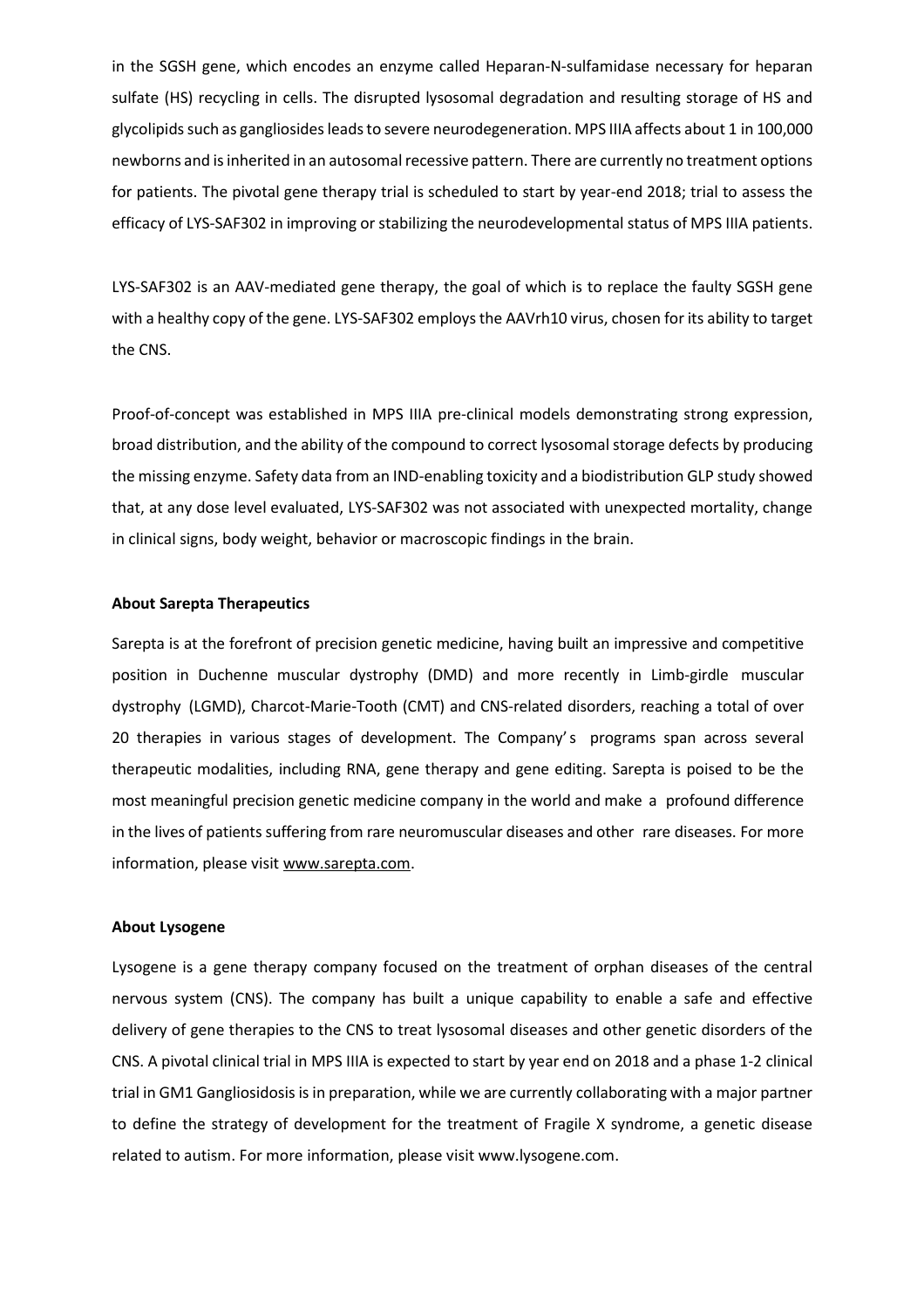in the SGSH gene, which encodes an enzyme called Heparan-N-sulfamidase necessary for heparan sulfate (HS) recycling in cells. The disrupted lysosomal degradation and resulting storage of HS and glycolipids such as gangliosides leads to severe neurodegeneration. MPS IIIA affects about 1 in 100,000 newborns and is inherited in an autosomal recessive pattern. There are currently no treatment options for patients. The pivotal gene therapy trial is scheduled to start by year-end 2018; trial to assess the efficacy of LYS-SAF302 in improving or stabilizing the neurodevelopmental status of MPS IIIA patients.

LYS-SAF302 is an AAV-mediated gene therapy, the goal of which is to replace the faulty SGSH gene with a healthy copy of the gene. LYS-SAF302 employs the AAVrh10 virus, chosen for its ability to target the CNS.

Proof-of-concept was established in MPS IIIA pre-clinical models demonstrating strong expression, broad distribution, and the ability of the compound to correct lysosomal storage defects by producing the missing enzyme. Safety data from an IND-enabling toxicity and a biodistribution GLP study showed that, at any dose level evaluated, LYS-SAF302 was not associated with unexpected mortality, change in clinical signs, body weight, behavior or macroscopic findings in the brain.

**About Sarepta Therapeutics**

Sarepta is at the forefront of precision genetic medicine, having built an impressive and competitive position in Duchenne muscular dystrophy (DMD) and more recently in Limb-girdle muscular dystrophy (LGMD), Charcot-Marie-Tooth (CMT) and CNS-related disorders, reaching a total of over 20 therapies in various stages of development. The Company's programs span across several therapeutic modalities, including RNA, gene therapy and gene editing. Sarepta is poised to be the most meaningful precision genetic medicine company in the world and make a profound difference in the lives of patients suffering from rare neuromuscular diseases and other rare diseases. For more information, please visit www.sarepta.com.

**About Lysogene**

Lysogene is a gene therapy company focused on the treatment of orphan diseases of the central nervous system (CNS). The company has built a unique capability to enable a safe and effective delivery of gene therapies to the CNS to treat lysosomal diseases and other genetic disorders of the CNS. A pivotal clinical trial in MPS IIIA is expected to start by year end on 2018 and a phase 1-2 clinical trial in GM1 Gangliosidosis is in preparation, while we are currently collaborating with a major partner to define the strategy of development for the treatment of Fragile X syndrome, a genetic disease related to autism. For more information, please visit www.lysogene.com.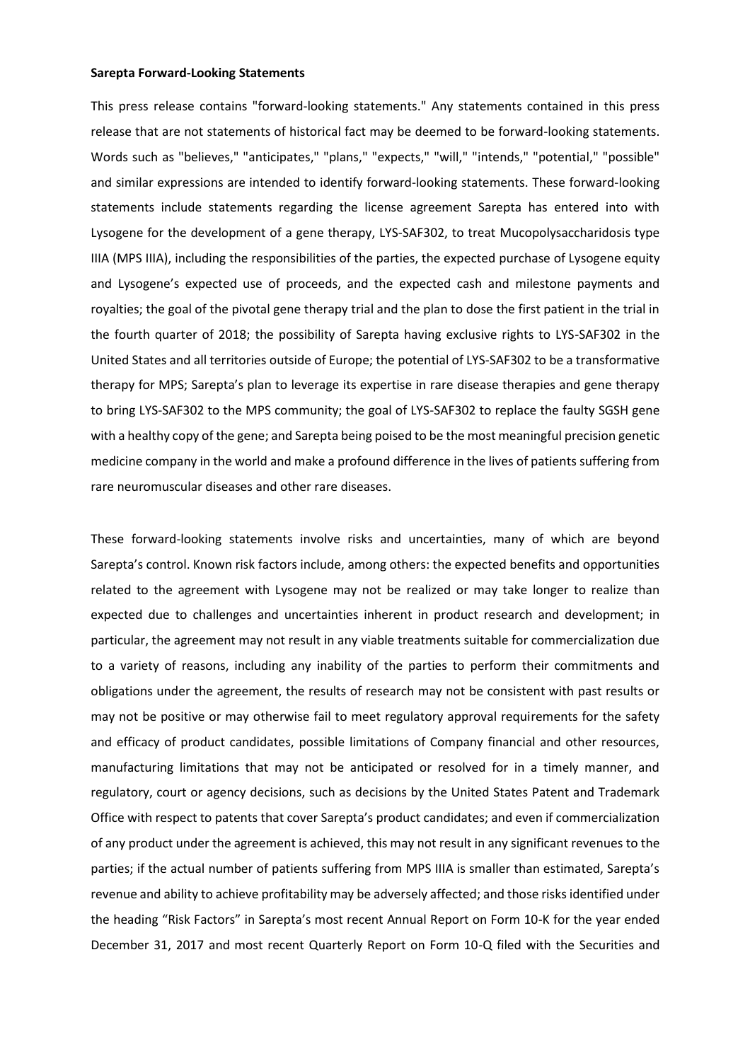**Sarepta Forward-Looking Statements**

This press release contains "forward-looking statements." Any statements contained in this press release that are not statements of historical fact may be deemed to be forward-looking statements. Words such as "believes," "anticipates," "plans," "expects," "will," "intends," "potential," "possible" and similar expressions are intended to identify forward-looking statements. These forward-looking statements include statements regarding the license agreement Sarepta has entered into with Lysogene for the development of a gene therapy, LYS-SAF302, to treat Mucopolysaccharidosis type IIIA (MPS IIIA), including the responsibilities of the parties, the expected purchase of Lysogene equity and Lysogene's expected use of proceeds, and the expected cash and milestone payments and royalties; the goal of the pivotal gene therapy trial and the plan to dose the first patient in the trial in the fourth quarter of 2018; the possibility of Sarepta having exclusive rights to LYS-SAF302 in the United States and all territories outside of Europe; the potential of LYS-SAF302 to be a transformative therapy for MPS; Sarepta's plan to leverage its expertise in rare disease therapies and gene therapy to bring LYS-SAF302 to the MPS community; the goal of LYS-SAF302 to replace the faulty SGSH gene with a healthy copy of the gene; and Sarepta being poised to be the most meaningful precision genetic medicine company in the world and make a profound difference in the lives of patients suffering from rare neuromuscular diseases and other rare diseases.

These forward-looking statements involve risks and uncertainties, many of which are beyond Sarepta's control. Known risk factors include, among others: the expected benefits and opportunities related to the agreement with Lysogene may not be realized or may take longer to realize than expected due to challenges and uncertainties inherent in product research and development; in particular, the agreement may not result in any viable treatments suitable for commercialization due to a variety of reasons, including any inability of the parties to perform their commitments and obligations under the agreement, the results of research may not be consistent with past results or may not be positive or may otherwise fail to meet regulatory approval requirements for the safety and efficacy of product candidates, possible limitations of Company financial and other resources, manufacturing limitations that may not be anticipated or resolved for in a timely manner, and regulatory, court or agency decisions, such as decisions by the United States Patent and Trademark Office with respect to patents that cover Sarepta's product candidates; and even if commercialization of any product under the agreement is achieved, this may not result in any significant revenues to the parties; if the actual number of patients suffering from MPS IIIA is smaller than estimated, Sarepta's revenue and ability to achieve profitability may be adversely affected; and those risks identified under the heading "Risk Factors" in Sarepta's most recent Annual Report on Form 10-K for the year ended December 31, 2017 and most recent Quarterly Report on Form 10-Q filed with the Securities and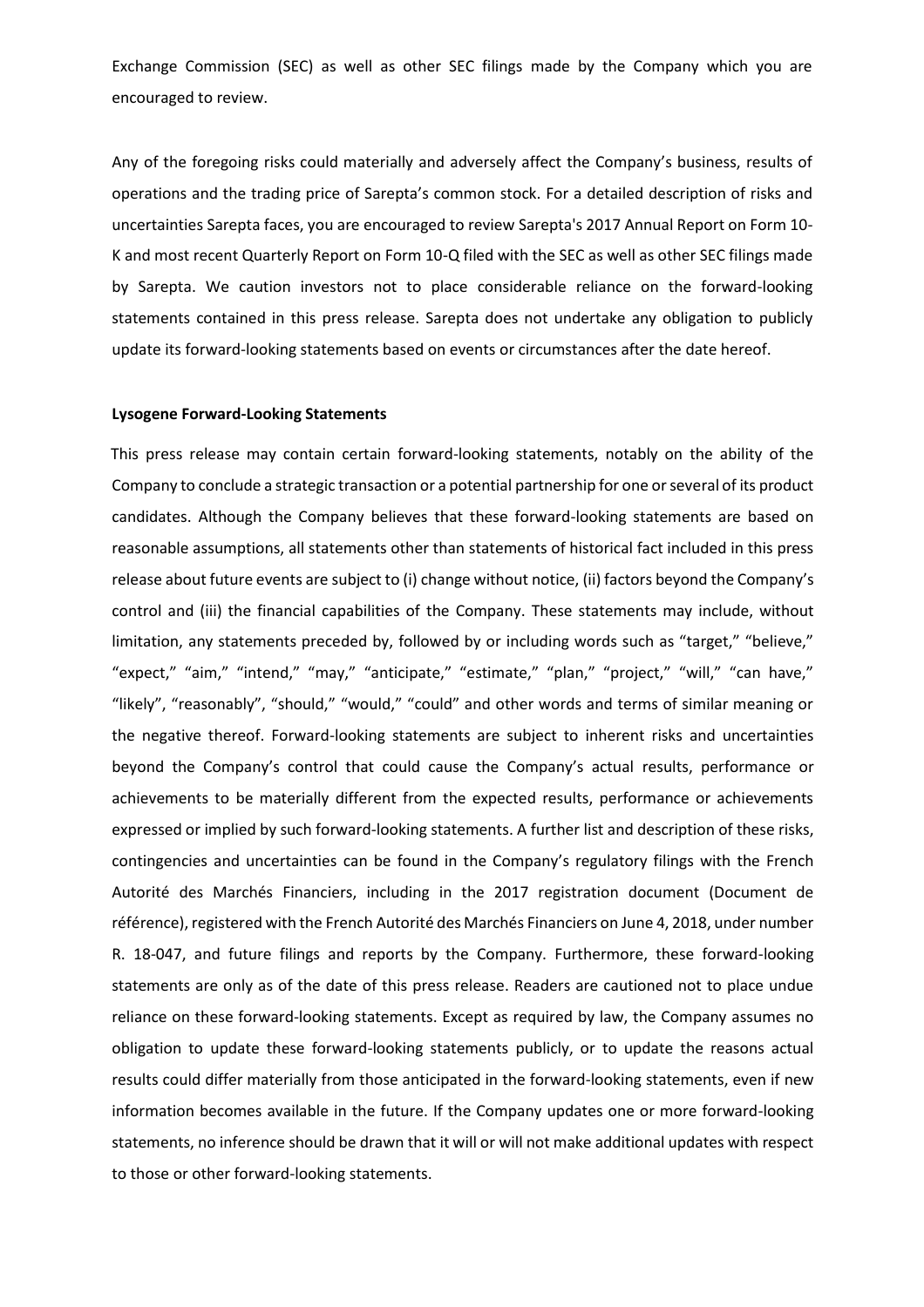Exchange Commission (SEC) as well as other SEC filings made by the Company which you are encouraged to review.

Any of the foregoing risks could materially and adversely affect the Company's business, results of operations and the trading price of Sarepta's common stock. For a detailed description of risks and uncertainties Sarepta faces, you are encouraged to review Sarepta's 2017 Annual Report on Form 10-K and most recent Quarterly Report on Form 10-Q filed with the SEC as well as other SEC filings made by Sarepta. We caution investors not to place considerable reliance on the forward-looking statements contained in this press release. Sarepta does not undertake any obligation to publicly update its forward-looking statements based on events or circumstances after the date hereof.

**Lysogene Forward-Looking Statements**

This press release may contain certain forward-looking statements, notably on the ability of the Company to conclude a strategic transaction or a potential partnership for one or several of its product candidates. Although the Company believes that these forward-looking statements are based on reasonable assumptions, all statements other than statements of historical fact included in this press release about future events are subject to (i) change without notice, (ii) factors beyond the Company's control and (iii) the financial capabilities of the Company. These statements may include, without limitation, any statements preceded by, followed by or including words such as "target," "believe," "expect," "aim," "intend," "may," "anticipate," "estimate," "plan," "project," "will," "can have," "likely", "reasonably", "should," "would," "could" and other words and terms of similar meaning or the negative thereof. Forward-looking statements are subject to inherent risks and uncertainties beyond the Company's control that could cause the Company's actual results, performance or achievements to be materially different from the expected results, performance or achievements expressed or implied by such forward-looking statements. A further list and description of these risks, contingencies and uncertainties can be found in the Company's regulatory filings with the French Autorité des Marchés Financiers, including in the 2017 registration document (Document de référence), registered with the French Autorité des Marchés Financiers on June 4, 2018, under number R. 18-047, and future filings and reports by the Company. Furthermore, these forward-looking statements are only as of the date of this press release. Readers are cautioned not to place undue reliance on these forward-looking statements. Except as required by law, the Company assumes no obligation to update these forward-looking statements publicly, or to update the reasons actual results could differ materially from those anticipated in the forward-looking statements, even if new information becomes available in the future. If the Company updates one or more forward-looking statements, no inference should be drawn that it will or will not make additional updates with respect to those or other forward-looking statements.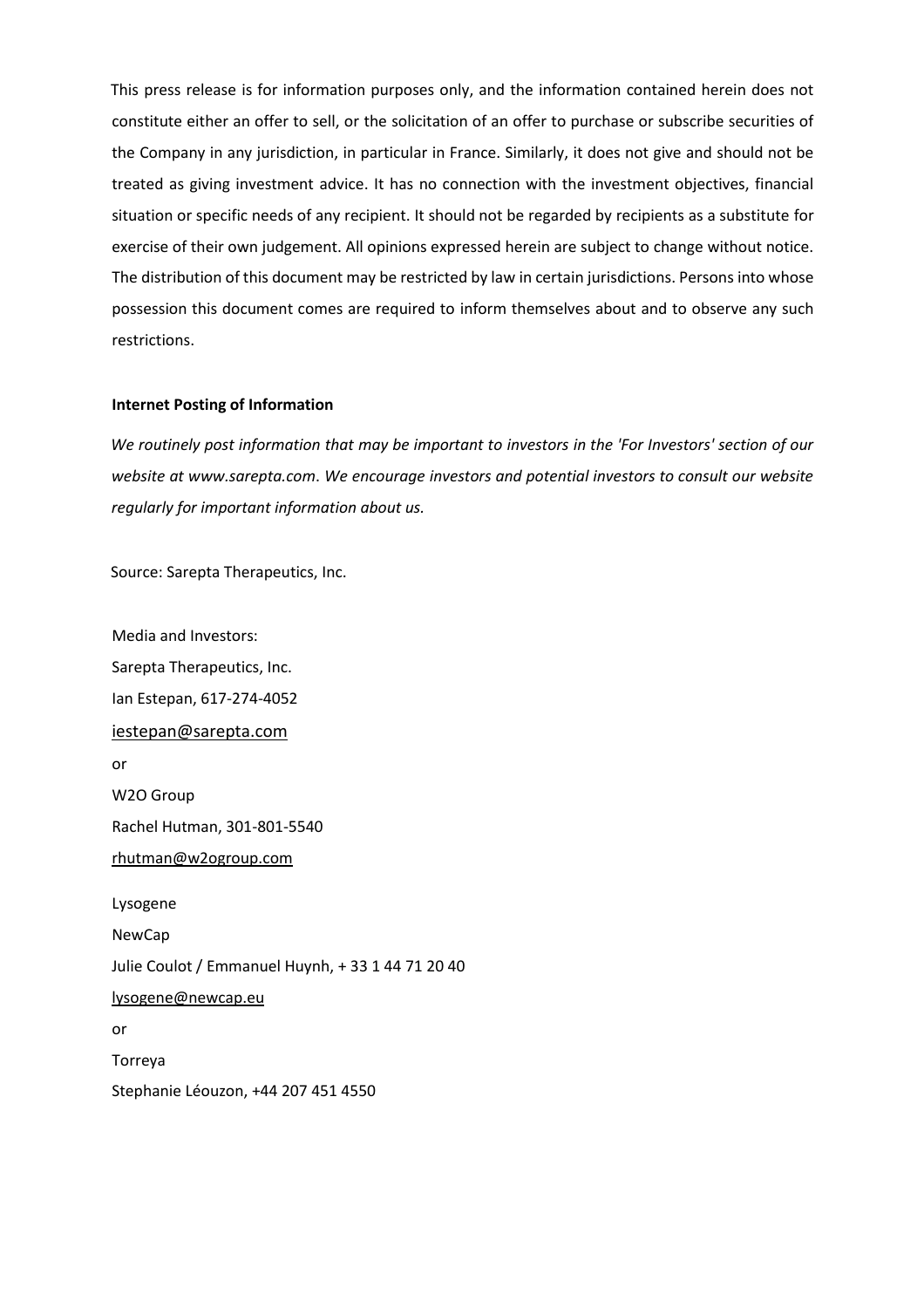This press release is for information purposes only, and the information contained herein does not constitute either an offer to sell, or the solicitation of an offer to purchase or subscribe securities of the Company in any jurisdiction, in particular in France. Similarly, it does not give and should not be treated as giving investment advice. It has no connection with the investment objectives, financial situation or specific needs of any recipient. It should not be regarded by recipients as a substitute for exercise of their own judgement. All opinions expressed herein are subject to change without notice. The distribution of this document may be restricted by law in certain jurisdictions. Persons into whose possession this document comes are required to inform themselves about and to observe any such restrictions.

**Internet Posting of Information**

*We routinely post information that may be important to investors in the 'For Investors' section of our website at www.sarepta.com. We encourage investors and potential investors to consult our website regularly for important information about us.*

Source: Sarepta Therapeutics, Inc.

Media and Investors:
Sarepta Therapeutics, Inc.
Ian Estepan, 617-274-4052
iestepan@sarepta.com
or
W2O Group
Rachel Hutman, 301-801-5540
rhutman@w2ogroup.com

Lysogene
NewCap
Julie Coulot / Emmanuel Huynh, + 33 1 44 71 20 40
lysogene@newcap.eu
or
Torreya
Stephanie Léouzon, +44 207 451 4550